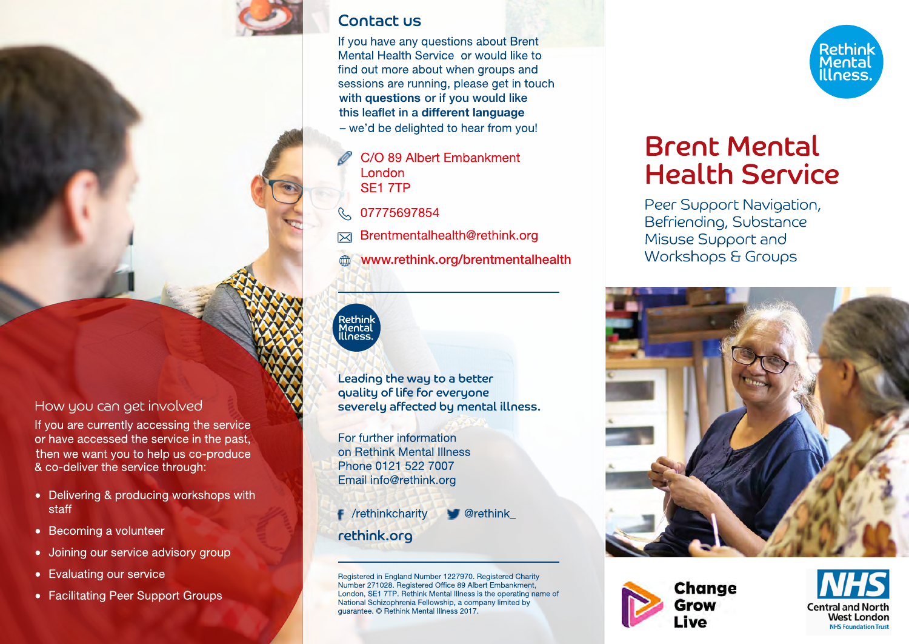## How you can get involved

If you are currently accessing the service or have accessed the service in the past, then we want you to help us co-produce & co-deliver the service through:

- Delivering & producing workshops with staff
- Becoming a volunteer
- Joining our service advisory group
- Evaluating our service
- Facilitating Peer Support Groups

## Contact us

If you have any questions about Brent Mental Health Service or would like to find out more about when groups and sessions are running, please get in touch with **questions** or if you would like this leaflet in a **different language** – we'd be delighted to hear from you!

C/O 89 Albert Embankment
London
SE1 7TP

07775697854

Brentmentalhealth@rethink.org

www.rethink.org/brentmentalhealth

Rethink Mental Illness.

**Leading the way to a better quality of life for everyone severely affected by mental illness.**

For further information on Rethink Mental Illness
Phone 0121 522 7007
Email info@rethink.org

/rethinkcharity @rethink_

rethink.org

Registered in England Number 1227970. Registered Charity Number 271028. Registered Office 89 Albert Embankment, London, SE1 7TP. Rethink Mental Illness is the operating name of National Schizophrenia Fellowship, a company limited by guarantee. © Rethink Mental Illness 2017.

Rethink Mental Illness.

# Brent Mental Health Service

Peer Support Navigation, Befriending, Substance Misuse Support and Workshops & Groups

Change Grow Live

NHS Central and North West London NHS Foundation Trust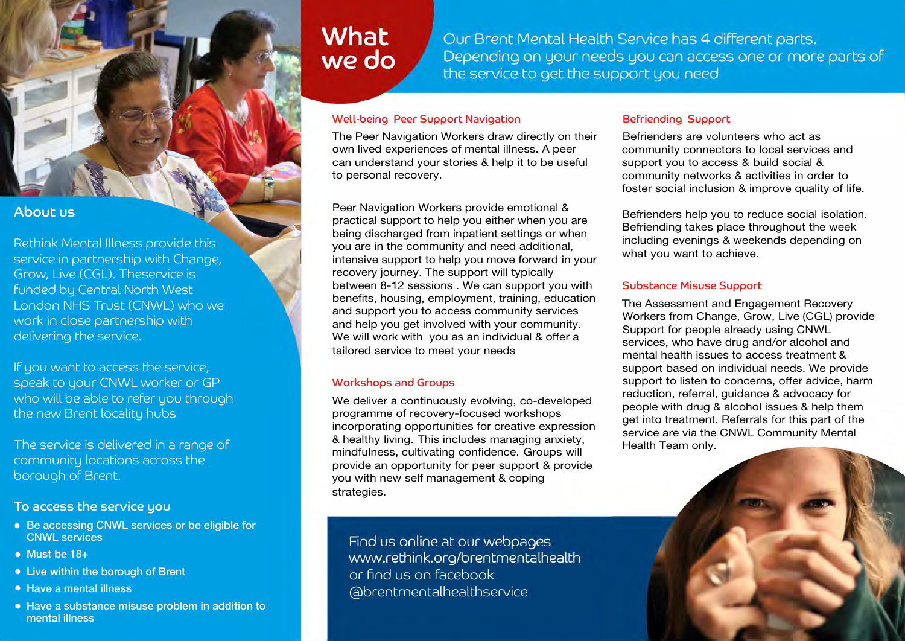## About us

Rethink Mental Illness provide this service in partnership with Change, Grow, Live (CGL). Theservice is funded by Central North West London NHS Trust (CNWL) who we work in close partnership with delivering the service.

If you want to access the service, speak to your CNWL worker or GP who will be able to refer you through the new Brent locality hubs

The service is delivered in a range of community locations across the borough of Brent.

### To access the service you

- Be accessing CNWL services or be eligible for CNWL services
- Must be 18+
- Live within the borough of Brent
- Have a mental illness
- Have a substance misuse problem in addition to mental illness

# What we do

Our Brent Mental Health Service has 4 different parts. Depending on your needs you can access one or more parts of the service to get the support you need

### Well-being Peer Support Navigation

The Peer Navigation Workers draw directly on their own lived experiences of mental illness. A peer can understand your stories & help it to be useful to personal recovery.

Peer Navigation Workers provide emotional & practical support to help you either when you are being discharged from inpatient settings or when you are in the community and need additional, intensive support to help you move forward in your recovery journey. The support will typically between 8-12 sessions . We can support you with benefits, housing, employment, training, education and support you to access community services and help you get involved with your community. We will work with you as an individual & offer a tailored service to meet your needs

### Workshops and Groups

We deliver a continuously evolving, co-developed programme of recovery-focused workshops incorporating opportunities for creative expression & healthy living. This includes managing anxiety, mindfulness, cultivating confidence. Groups will provide an opportunity for peer support & provide you with new self management & coping strategies.

### Befriending Support

Befrienders are volunteers who act as community connectors to local services and support you to access & build social & community networks & activities in order to foster social inclusion & improve quality of life.

Befrienders help you to reduce social isolation. Befriending takes place throughout the week including evenings & weekends depending on what you want to achieve.

### Substance Misuse Support

The Assessment and Engagement Recovery Workers from Change, Grow, Live (CGL) provide Support for people already using CNWL services, who have drug and/or alcohol and mental health issues to access treatment & support based on individual needs. We provide support to listen to concerns, offer advice, harm reduction, referral, guidance & advocacy for people with drug & alcohol issues & help them get into treatment. Referrals for this part of the service are via the CNWL Community Mental Health Team only.

Find us online at our webpages
www.rethink.org/brentmentalhealth
or find us on facebook
@brentmentalhealthservice